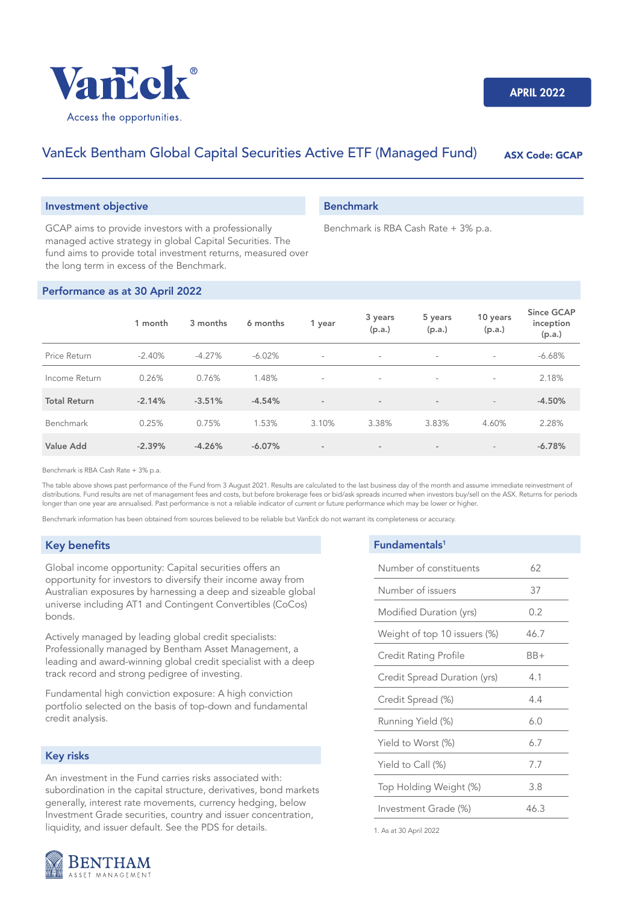APRIL 2022

# VanEck Bentham Global Capital Securities Active ETF (Managed Fund)

**ASX Code: GCAP**

## Investment objective

GCAP aims to provide investors with a professionally managed active strategy in global Capital Securities. The fund aims to provide total investment returns, measured over the long term in excess of the Benchmark.

## Benchmark

Benchmark is RBA Cash Rate + 3% p.a.

## Performance as at 30 April 2022

| | 1 month | 3 months | 6 months | 1 year | 3 years (p.a.) | 5 years (p.a.) | 10 years (p.a.) | Since GCAP inception (p.a.) |
|---|---|---|---|---|---|---|---|---|
| Price Return | -2.40% | -4.27% | -6.02% | - | - | - | - | -6.68% |
| Income Return | 0.26% | 0.76% | 1.48% | - | - | - | - | 2.18% |
| **Total Return** | **-2.14%** | **-3.51%** | **-4.54%** | - | - | - | - | **-4.50%** |
| Benchmark | 0.25% | 0.75% | 1.53% | 3.10% | 3.38% | 3.83% | 4.60% | 2.28% |
| **Value Add** | **-2.39%** | **-4.26%** | **-6.07%** | - | - | - | - | **-6.78%** |

Benchmark is RBA Cash Rate + 3% p.a.

The table above shows past performance of the Fund from 3 August 2021. Results are calculated to the last business day of the month and assume immediate reinvestment of distributions. Fund results are net of management fees and costs, but before brokerage fees or bid/ask spreads incurred when investors buy/sell on the ASX. Returns for periods longer than one year are annualised. Past performance is not a reliable indicator of current or future performance which may be lower or higher.

Benchmark information has been obtained from sources believed to be reliable but VanEck do not warrant its completeness or accuracy.

## Key benefits

Global income opportunity: Capital securities offers an opportunity for investors to diversify their income away from Australian exposures by harnessing a deep and sizeable global universe including AT1 and Contingent Convertibles (CoCos) bonds.

Actively managed by leading global credit specialists: Professionally managed by Bentham Asset Management, a leading and award-winning global credit specialist with a deep track record and strong pedigree of investing.

Fundamental high conviction exposure: A high conviction portfolio selected on the basis of top-down and fundamental credit analysis.

## Key risks

An investment in the Fund carries risks associated with: subordination in the capital structure, derivatives, bond markets generally, interest rate movements, currency hedging, below Investment Grade securities, country and issuer concentration, liquidity, and issuer default. See the PDS for details.

## Fundamentals[1]

| | |
|---|---|
| Number of constituents | 62 |
| Number of issuers | 37 |
| Modified Duration (yrs) | 0.2 |
| Weight of top 10 issuers (%) | 46.7 |
| Credit Rating Profile | BB+ |
| Credit Spread Duration (yrs) | 4.1 |
| Credit Spread (%) | 4.4 |
| Running Yield (%) | 6.0 |
| Yield to Worst (%) | 6.7 |
| Yield to Call (%) | 7.7 |
| Top Holding Weight (%) | 3.8 |
| Investment Grade (%) | 46.3 |

1. As at 30 April 2022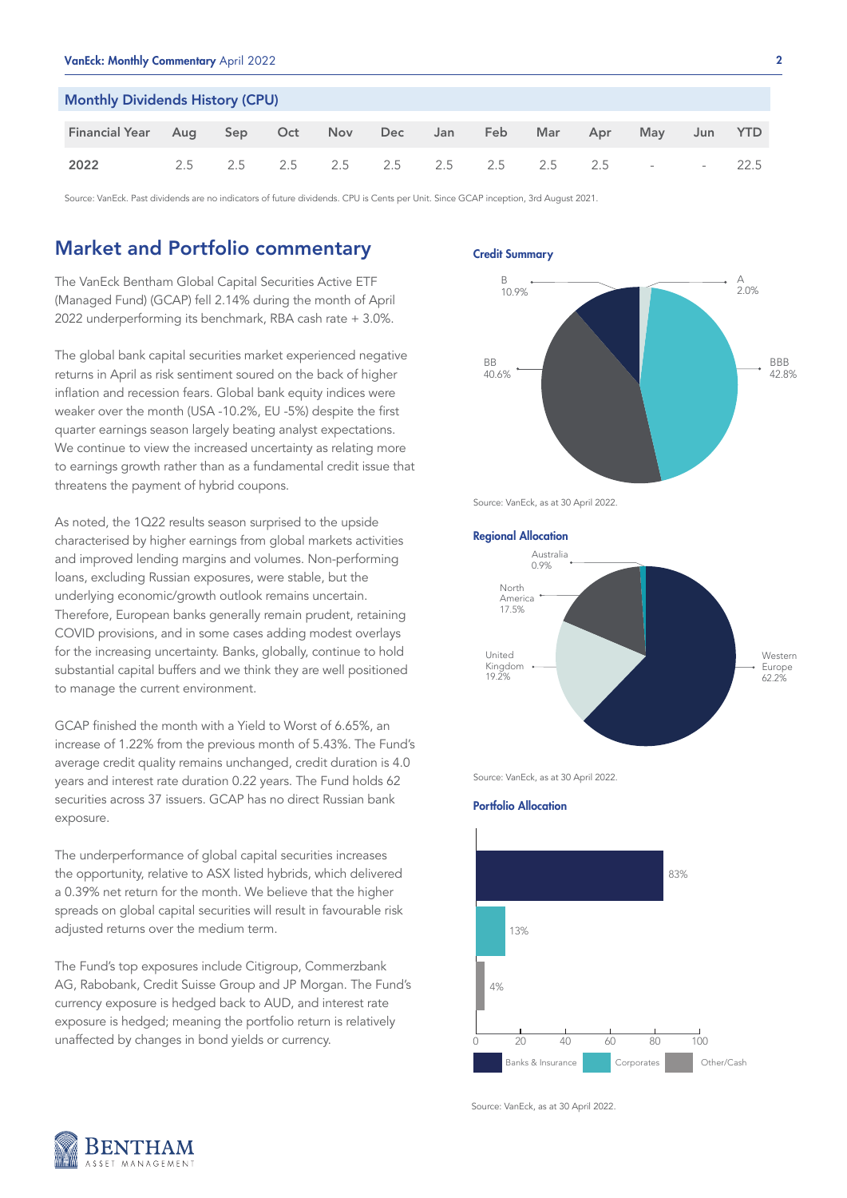## Monthly Dividends History (CPU)

| Financial Year | Aug | Sep | Oct | Nov | Dec | Jan | Feb | Mar | Apr | May | Jun | YTD |
|---|---|---|---|---|---|---|---|---|---|---|---|---|
| 2022 | 2.5 | 2.5 | 2.5 | 2.5 | 2.5 | 2.5 | 2.5 | 2.5 | 2.5 | - | - | 22.5 |

Source: VanEck. Past dividends are no indicators of future dividends. CPU is Cents per Unit. Since GCAP inception, 3rd August 2021.

## Market and Portfolio commentary

The VanEck Bentham Global Capital Securities Active ETF (Managed Fund) (GCAP) fell 2.14% during the month of April 2022 underperforming its benchmark, RBA cash rate + 3.0%.

The global bank capital securities market experienced negative returns in April as risk sentiment soured on the back of higher inflation and recession fears. Global bank equity indices were weaker over the month (USA -10.2%, EU -5%) despite the first quarter earnings season largely beating analyst expectations. We continue to view the increased uncertainty as relating more to earnings growth rather than as a fundamental credit issue that threatens the payment of hybrid coupons.

As noted, the 1Q22 results season surprised to the upside characterised by higher earnings from global markets activities and improved lending margins and volumes. Non-performing loans, excluding Russian exposures, were stable, but the underlying economic/growth outlook remains uncertain. Therefore, European banks generally remain prudent, retaining COVID provisions, and in some cases adding modest overlays for the increasing uncertainty. Banks, globally, continue to hold substantial capital buffers and we think they are well positioned to manage the current environment.

GCAP finished the month with a Yield to Worst of 6.65%, an increase of 1.22% from the previous month of 5.43%. The Fund's average credit quality remains unchanged, credit duration is 4.0 years and interest rate duration 0.22 years. The Fund holds 62 securities across 37 issuers. GCAP has no direct Russian bank exposure.

The underperformance of global capital securities increases the opportunity, relative to ASX listed hybrids, which delivered a 0.39% net return for the month. We believe that the higher spreads on global capital securities will result in favourable risk adjusted returns over the medium term.

The Fund's top exposures include Citigroup, Commerzbank AG, Rabobank, Credit Suisse Group and JP Morgan. The Fund's currency exposure is hedged back to AUD, and interest rate exposure is hedged; meaning the portfolio return is relatively unaffected by changes in bond yields or currency.

### Credit Summary

| Rating | Allocation |
|---|---|
| A | 2.0% |
| BBB | 42.8% |
| BB | 40.6% |
| B | 10.9% |

Source: VanEck, as at 30 April 2022.

### Regional Allocation

| Region | Allocation |
|---|---|
| Western Europe | 62.2% |
| United Kingdom | 19.2% |
| North America | 17.5% |
| Australia | 0.9% |

Source: VanEck, as at 30 April 2022.

### Portfolio Allocation

| Sector | Allocation |
|---|---|
| Banks & Insurance | 83% |
| Corporates | 13% |
| Other/Cash | 4% |

Source: VanEck, as at 30 April 2022.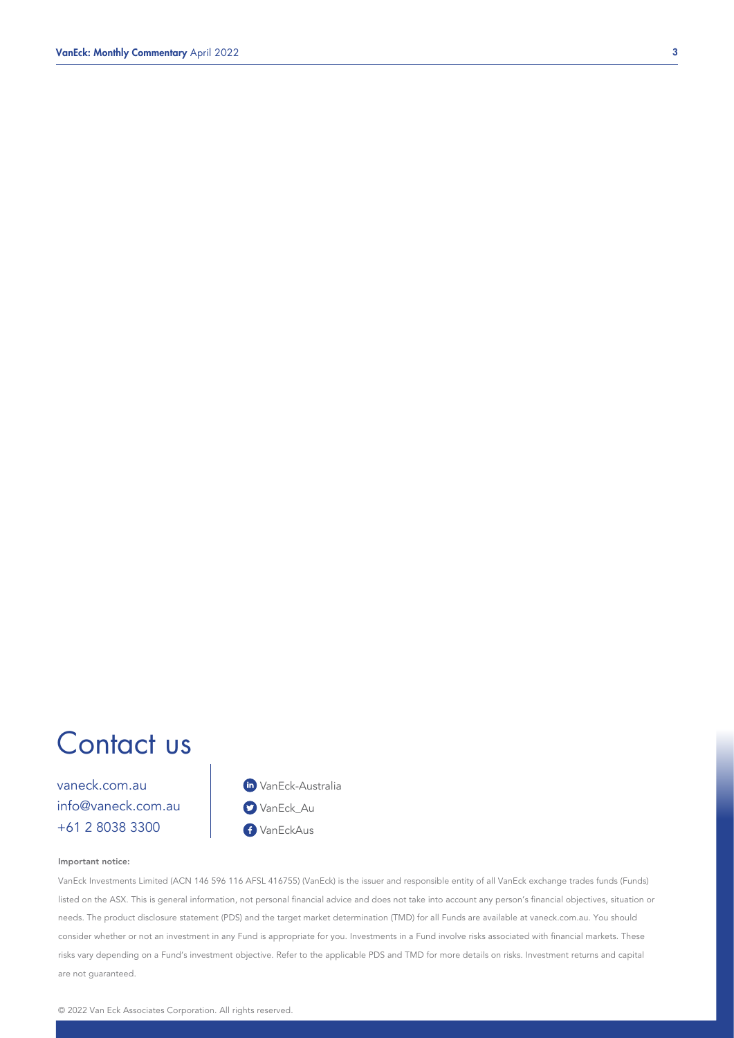# Contact us

vaneck.com.au
info@vaneck.com.au
+61 2 8038 3300

VanEck-Australia
VanEck_Au
VanEckAus

**Important notice:**

VanEck Investments Limited (ACN 146 596 116 AFSL 416755) (VanEck) is the issuer and responsible entity of all VanEck exchange trades funds (Funds) listed on the ASX. This is general information, not personal financial advice and does not take into account any person's financial objectives, situation or needs. The product disclosure statement (PDS) and the target market determination (TMD) for all Funds are available at vaneck.com.au. You should consider whether or not an investment in any Fund is appropriate for you. Investments in a Fund involve risks associated with financial markets. These risks vary depending on a Fund's investment objective. Refer to the applicable PDS and TMD for more details on risks. Investment returns and capital are not guaranteed.

© 2022 Van Eck Associates Corporation. All rights reserved.